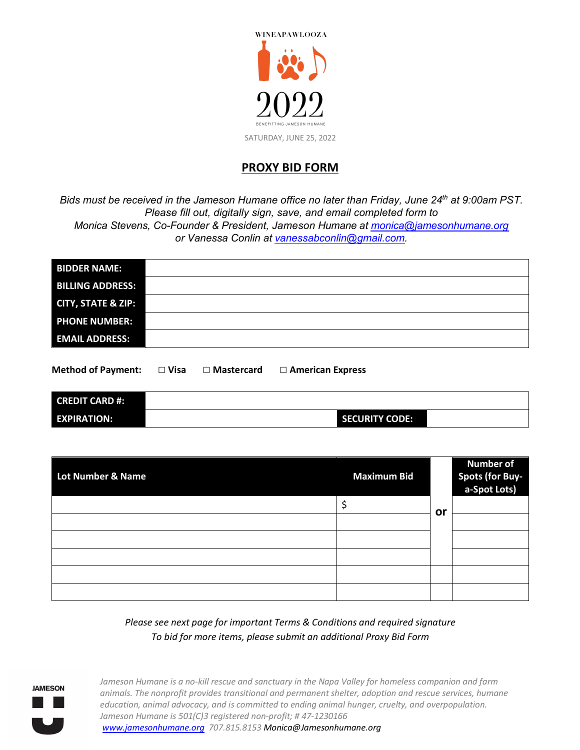WINEAPAWLOOZA

2022

BENEFITTING JAMESON HUMANE

SATURDAY, JUNE 25, 2022

# PROXY BID FORM

*Bids must be received in the Jameson Humane office no later than Friday, June 24th at 9:00am PST. Please fill out, digitally sign, save, and email completed form to Monica Stevens, Co-Founder & President, Jameson Humane at monica@jamesonhumane.org or Vanessa Conlin at vanessabconlin@gmail.com.*

| | |
|---|---|
| **BIDDER NAME:** | |
| **BILLING ADDRESS:** | |
| **CITY, STATE & ZIP:** | |
| **PHONE NUMBER:** | |
| **EMAIL ADDRESS:** | |

**Method of Payment:** ☐ **Visa** ☐ **Mastercard** ☐ **American Express**

| | | | |
|---|---|---|---|
| **CREDIT CARD #:** | | | |
| **EXPIRATION:** | | **SECURITY CODE:** | |

| Lot Number & Name | Maximum Bid | | Number of Spots (for Buy-a-Spot Lots) |
|---|---|---|---|
| | $ | or | |
| | | | |
| | | | |
| | | | |
| | | | |
| | | | |

*Please see next page for important Terms & Conditions and required signature*
*To bid for more items, please submit an additional Proxy Bid Form*

JAMESON

*Jameson Humane is a no-kill rescue and sanctuary in the Napa Valley for homeless companion and farm animals. The nonprofit provides transitional and permanent shelter, adoption and rescue services, humane education, animal advocacy, and is committed to ending animal hunger, cruelty, and overpopulation. Jameson Humane is 501(C)3 registered non-profit; # 47-1230166*
*www.jamesonhumane.org 707.815.8153* Monica@Jamesonhumane.org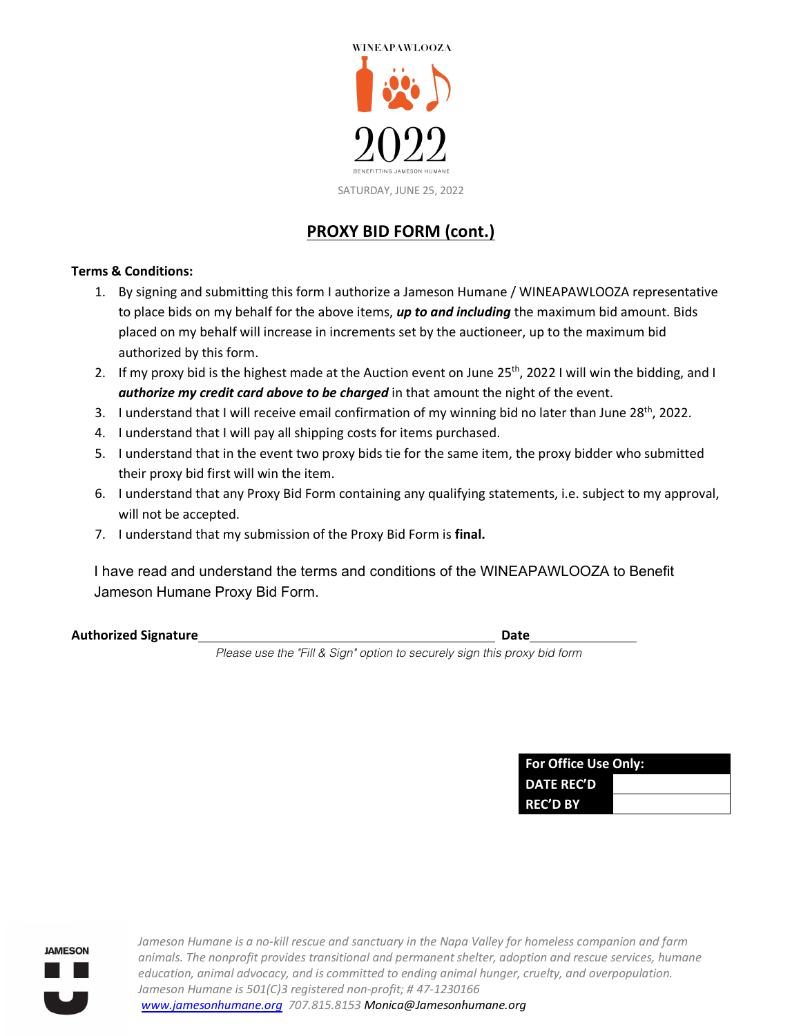WINEAPAWLOOZA

2022

BENEFITTING JAMESON HUMANE

SATURDAY, JUNE 25, 2022

## PROXY BID FORM (cont.)

**Terms & Conditions:**

1. By signing and submitting this form I authorize a Jameson Humane / WINEAPAWLOOZA representative to place bids on my behalf for the above items, ***up to and including*** the maximum bid amount. Bids placed on my behalf will increase in increments set by the auctioneer, up to the maximum bid authorized by this form.
2. If my proxy bid is the highest made at the Auction event on June 25th, 2022 I will win the bidding, and I ***authorize my credit card above to be charged*** in that amount the night of the event.
3. I understand that I will receive email confirmation of my winning bid no later than June 28th, 2022.
4. I understand that I will pay all shipping costs for items purchased.
5. I understand that in the event two proxy bids tie for the same item, the proxy bidder who submitted their proxy bid first will win the item.
6. I understand that any Proxy Bid Form containing any qualifying statements, i.e. subject to my approval, will not be accepted.
7. I understand that my submission of the Proxy Bid Form is **final.**

I have read and understand the terms and conditions of the WINEAPAWLOOZA to Benefit Jameson Humane Proxy Bid Form.

**Authorized Signature**\_\_\_\_\_\_\_\_\_\_\_\_\_\_\_\_\_\_\_\_\_\_\_\_\_\_\_\_\_\_\_\_\_\_\_\_\_\_\_\_ **Date**\_\_\_\_\_\_\_\_\_\_\_\_\_\_\_

*Please use the "Fill & Sign" option to securely sign this proxy bid form*

| For Office Use Only: | |
|---|---|
| DATE REC'D | |
| REC'D BY | |

JAMESON

*Jameson Humane is a no-kill rescue and sanctuary in the Napa Valley for homeless companion and farm animals. The nonprofit provides transitional and permanent shelter, adoption and rescue services, humane education, animal advocacy, and is committed to ending animal hunger, cruelty, and overpopulation. Jameson Humane is 501(C)3 registered non-profit; # 47-1230166*

www.jamesonhumane.org *707.815.8153* *Monica@Jamesonhumane.org*